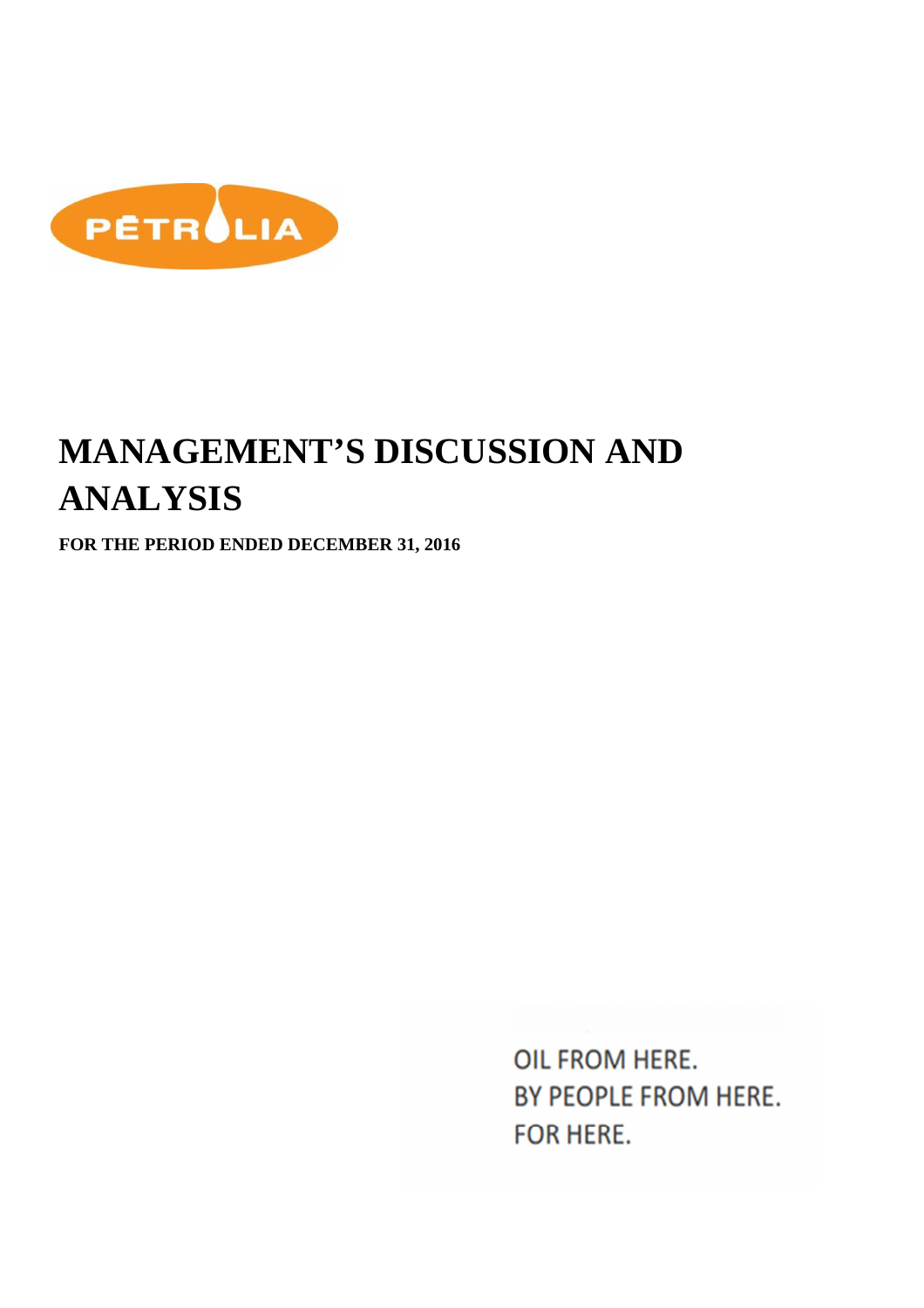PĒTROLIA

# MANAGEMENT'S DISCUSSION AND ANALYSIS

**FOR THE PERIOD ENDED DECEMBER 31, 2016**

OIL FROM HERE.
BY PEOPLE FROM HERE.
FOR HERE.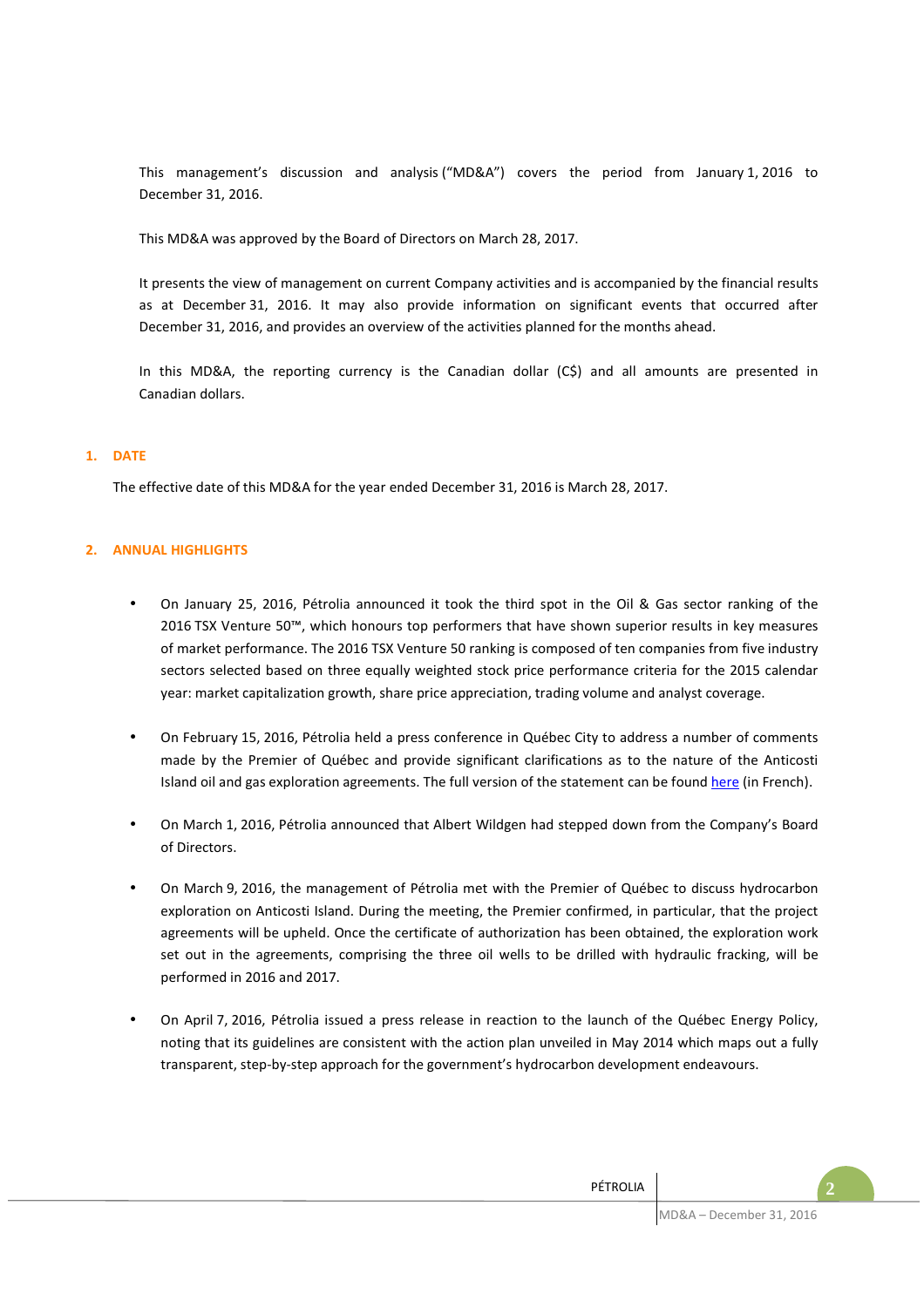This management's discussion and analysis ("MD&A") covers the period from January 1, 2016 to December 31, 2016.

This MD&A was approved by the Board of Directors on March 28, 2017.

It presents the view of management on current Company activities and is accompanied by the financial results as at December 31, 2016. It may also provide information on significant events that occurred after December 31, 2016, and provides an overview of the activities planned for the months ahead.

In this MD&A, the reporting currency is the Canadian dollar (C$) and all amounts are presented in Canadian dollars.

## 1. DATE

The effective date of this MD&A for the year ended December 31, 2016 is March 28, 2017.

## 2. ANNUAL HIGHLIGHTS

- On January 25, 2016, Pétrolia announced it took the third spot in the Oil & Gas sector ranking of the 2016 TSX Venture 50™, which honours top performers that have shown superior results in key measures of market performance. The 2016 TSX Venture 50 ranking is composed of ten companies from five industry sectors selected based on three equally weighted stock price performance criteria for the 2015 calendar year: market capitalization growth, share price appreciation, trading volume and analyst coverage.

- On February 15, 2016, Pétrolia held a press conference in Québec City to address a number of comments made by the Premier of Québec and provide significant clarifications as to the nature of the Anticosti Island oil and gas exploration agreements. The full version of the statement can be found here (in French).

- On March 1, 2016, Pétrolia announced that Albert Wildgen had stepped down from the Company's Board of Directors.

- On March 9, 2016, the management of Pétrolia met with the Premier of Québec to discuss hydrocarbon exploration on Anticosti Island. During the meeting, the Premier confirmed, in particular, that the project agreements will be upheld. Once the certificate of authorization has been obtained, the exploration work set out in the agreements, comprising the three oil wells to be drilled with hydraulic fracking, will be performed in 2016 and 2017.

- On April 7, 2016, Pétrolia issued a press release in reaction to the launch of the Québec Energy Policy, noting that its guidelines are consistent with the action plan unveiled in May 2014 which maps out a fully transparent, step-by-step approach for the government's hydrocarbon development endeavours.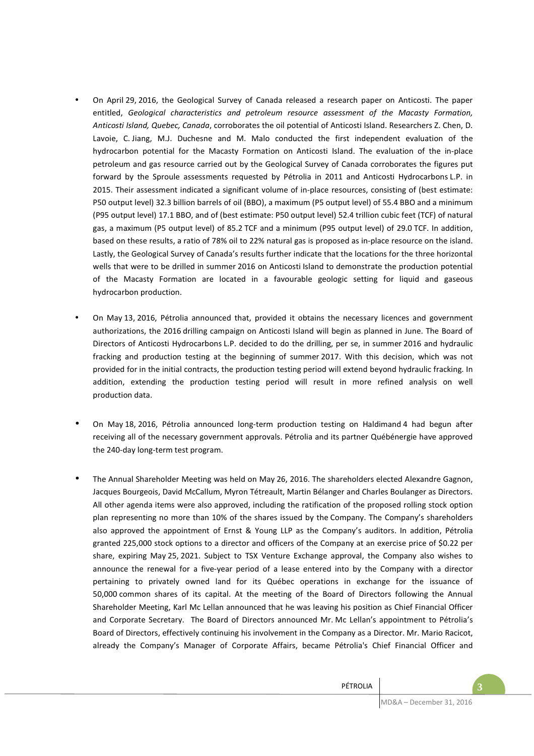- On April 29, 2016, the Geological Survey of Canada released a research paper on Anticosti. The paper entitled, *Geological characteristics and petroleum resource assessment of the Macasty Formation, Anticosti Island, Quebec, Canada*, corroborates the oil potential of Anticosti Island. Researchers Z. Chen, D. Lavoie, C. Jiang, M.J. Duchesne and M. Malo conducted the first independent evaluation of the hydrocarbon potential for the Macasty Formation on Anticosti Island. The evaluation of the in-place petroleum and gas resource carried out by the Geological Survey of Canada corroborates the figures put forward by the Sproule assessments requested by Pétrolia in 2011 and Anticosti Hydrocarbons L.P. in 2015. Their assessment indicated a significant volume of in-place resources, consisting of (best estimate: P50 output level) 32.3 billion barrels of oil (BBO), a maximum (P5 output level) of 55.4 BBO and a minimum (P95 output level) 17.1 BBO, and of (best estimate: P50 output level) 52.4 trillion cubic feet (TCF) of natural gas, a maximum (P5 output level) of 85.2 TCF and a minimum (P95 output level) of 29.0 TCF. In addition, based on these results, a ratio of 78% oil to 22% natural gas is proposed as in-place resource on the island. Lastly, the Geological Survey of Canada's results further indicate that the locations for the three horizontal wells that were to be drilled in summer 2016 on Anticosti Island to demonstrate the production potential of the Macasty Formation are located in a favourable geologic setting for liquid and gaseous hydrocarbon production.

- On May 13, 2016, Pétrolia announced that, provided it obtains the necessary licences and government authorizations, the 2016 drilling campaign on Anticosti Island will begin as planned in June. The Board of Directors of Anticosti Hydrocarbons L.P. decided to do the drilling, per se, in summer 2016 and hydraulic fracking and production testing at the beginning of summer 2017. With this decision, which was not provided for in the initial contracts, the production testing period will extend beyond hydraulic fracking. In addition, extending the production testing period will result in more refined analysis on well production data.

- On May 18, 2016, Pétrolia announced long-term production testing on Haldimand 4 had begun after receiving all of the necessary government approvals. Pétrolia and its partner Québénergie have approved the 240-day long-term test program.

- The Annual Shareholder Meeting was held on May 26, 2016. The shareholders elected Alexandre Gagnon, Jacques Bourgeois, David McCallum, Myron Tétreault, Martin Bélanger and Charles Boulanger as Directors. All other agenda items were also approved, including the ratification of the proposed rolling stock option plan representing no more than 10% of the shares issued by the Company. The Company's shareholders also approved the appointment of Ernst & Young LLP as the Company's auditors. In addition, Pétrolia granted 225,000 stock options to a director and officers of the Company at an exercise price of $0.22 per share, expiring May 25, 2021. Subject to TSX Venture Exchange approval, the Company also wishes to announce the renewal for a five-year period of a lease entered into by the Company with a director pertaining to privately owned land for its Québec operations in exchange for the issuance of 50,000 common shares of its capital. At the meeting of the Board of Directors following the Annual Shareholder Meeting, Karl Mc Lellan announced that he was leaving his position as Chief Financial Officer and Corporate Secretary. The Board of Directors announced Mr. Mc Lellan's appointment to Pétrolia's Board of Directors, effectively continuing his involvement in the Company as a Director. Mr. Mario Racicot, already the Company's Manager of Corporate Affairs, became Pétrolia's Chief Financial Officer and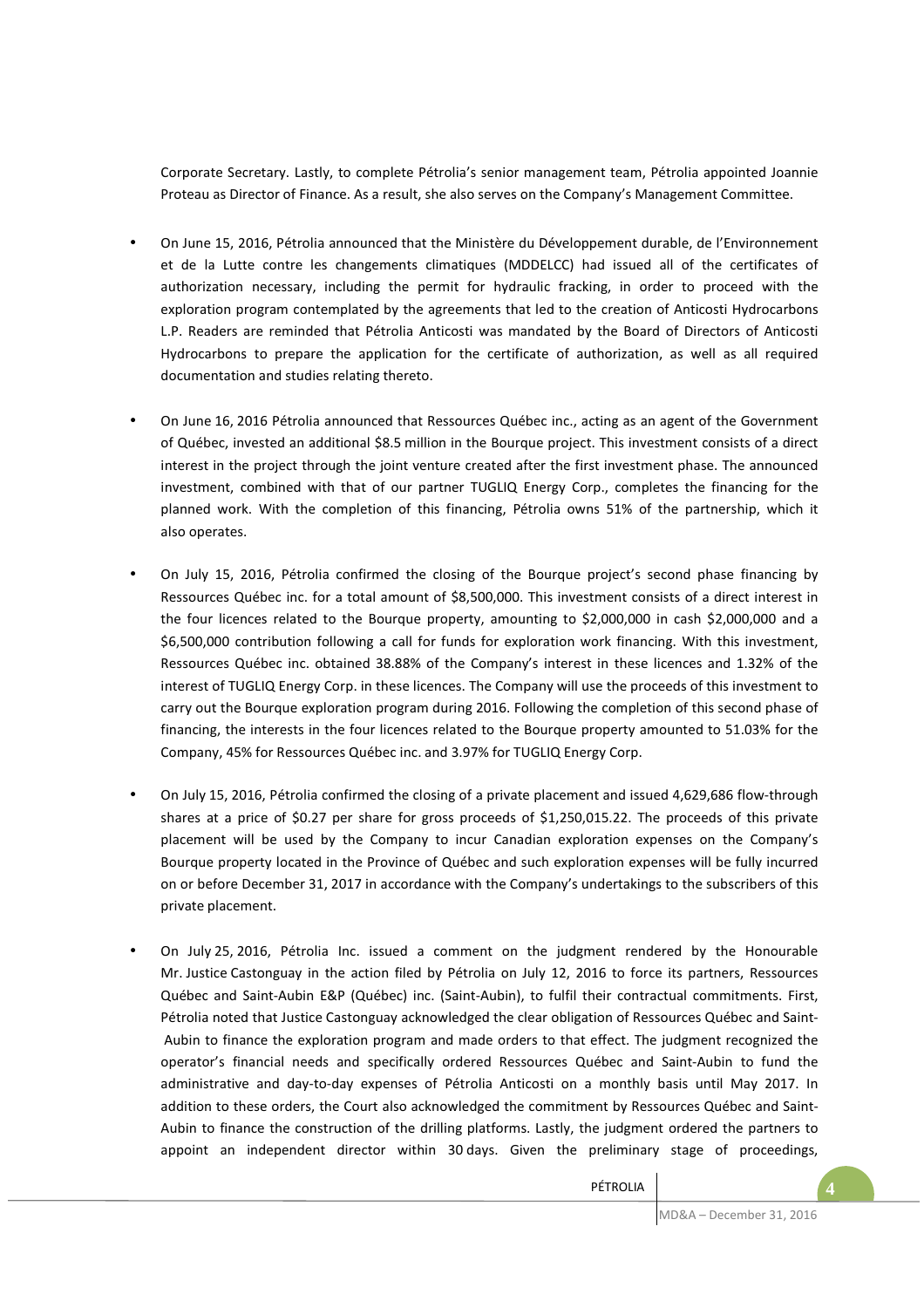Corporate Secretary. Lastly, to complete Pétrolia's senior management team, Pétrolia appointed Joannie Proteau as Director of Finance. As a result, she also serves on the Company's Management Committee.

- On June 15, 2016, Pétrolia announced that the Ministère du Développement durable, de l'Environnement et de la Lutte contre les changements climatiques (MDDELCC) had issued all of the certificates of authorization necessary, including the permit for hydraulic fracking, in order to proceed with the exploration program contemplated by the agreements that led to the creation of Anticosti Hydrocarbons L.P. Readers are reminded that Pétrolia Anticosti was mandated by the Board of Directors of Anticosti Hydrocarbons to prepare the application for the certificate of authorization, as well as all required documentation and studies relating thereto.

- On June 16, 2016 Pétrolia announced that Ressources Québec inc., acting as an agent of the Government of Québec, invested an additional $8.5 million in the Bourque project. This investment consists of a direct interest in the project through the joint venture created after the first investment phase. The announced investment, combined with that of our partner TUGLIQ Energy Corp., completes the financing for the planned work. With the completion of this financing, Pétrolia owns 51% of the partnership, which it also operates.

- On July 15, 2016, Pétrolia confirmed the closing of the Bourque project's second phase financing by Ressources Québec inc. for a total amount of $8,500,000. This investment consists of a direct interest in the four licences related to the Bourque property, amounting to $2,000,000 in cash $2,000,000 and a $6,500,000 contribution following a call for funds for exploration work financing. With this investment, Ressources Québec inc. obtained 38.88% of the Company's interest in these licences and 1.32% of the interest of TUGLIQ Energy Corp. in these licences. The Company will use the proceeds of this investment to carry out the Bourque exploration program during 2016. Following the completion of this second phase of financing, the interests in the four licences related to the Bourque property amounted to 51.03% for the Company, 45% for Ressources Québec inc. and 3.97% for TUGLIQ Energy Corp.

- On July 15, 2016, Pétrolia confirmed the closing of a private placement and issued 4,629,686 flow-through shares at a price of $0.27 per share for gross proceeds of $1,250,015.22. The proceeds of this private placement will be used by the Company to incur Canadian exploration expenses on the Company's Bourque property located in the Province of Québec and such exploration expenses will be fully incurred on or before December 31, 2017 in accordance with the Company's undertakings to the subscribers of this private placement.

- On July 25, 2016, Pétrolia Inc. issued a comment on the judgment rendered by the Honourable Mr. Justice Castonguay in the action filed by Pétrolia on July 12, 2016 to force its partners, Ressources Québec and Saint-Aubin E&P (Québec) inc. (Saint-Aubin), to fulfil their contractual commitments. First, Pétrolia noted that Justice Castonguay acknowledged the clear obligation of Ressources Québec and Saint-Aubin to finance the exploration program and made orders to that effect. The judgment recognized the operator's financial needs and specifically ordered Ressources Québec and Saint-Aubin to fund the administrative and day-to-day expenses of Pétrolia Anticosti on a monthly basis until May 2017. In addition to these orders, the Court also acknowledged the commitment by Ressources Québec and Saint-Aubin to finance the construction of the drilling platforms. Lastly, the judgment ordered the partners to appoint an independent director within 30 days. Given the preliminary stage of proceedings,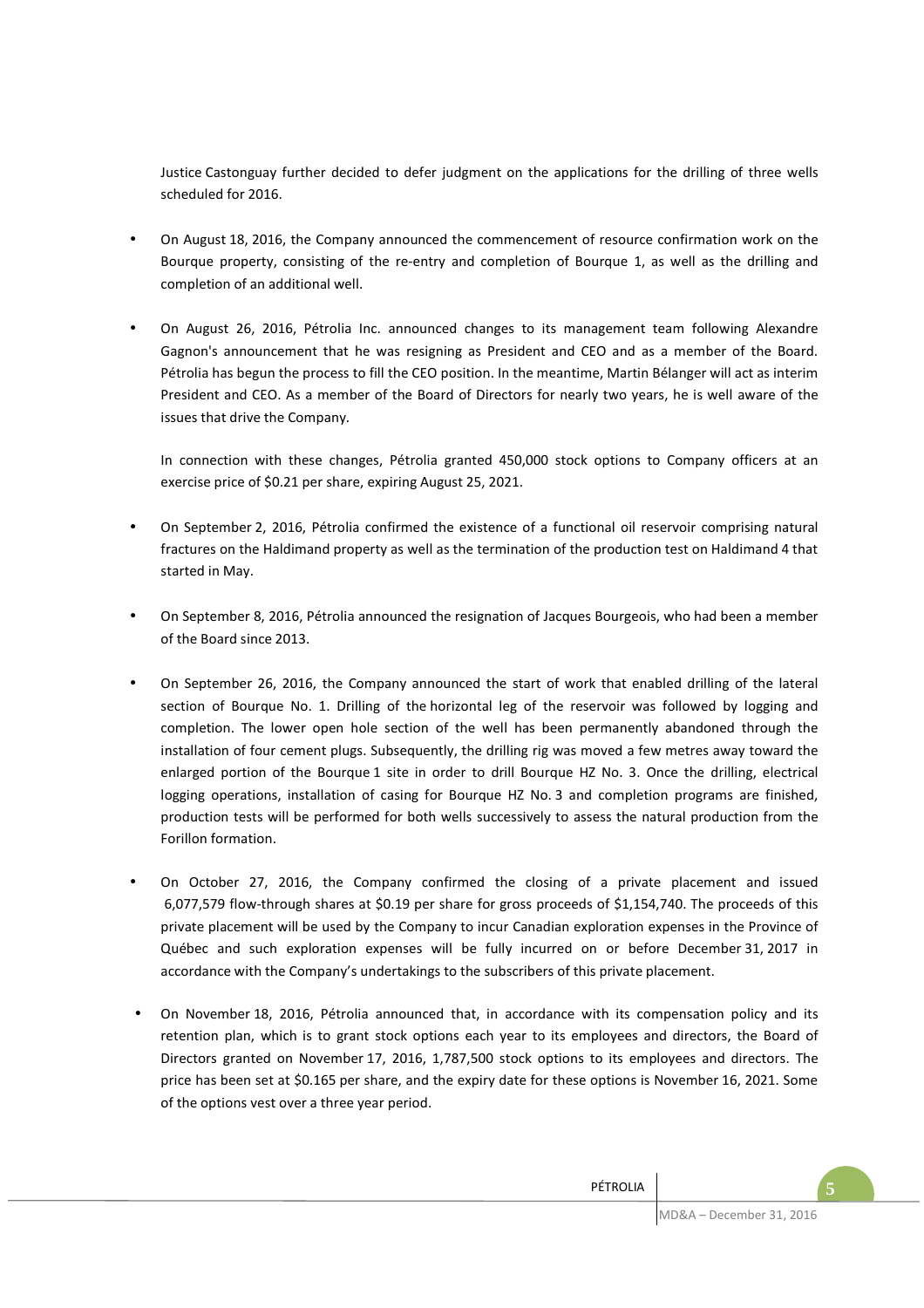Justice Castonguay further decided to defer judgment on the applications for the drilling of three wells scheduled for 2016.

- On August 18, 2016, the Company announced the commencement of resource confirmation work on the Bourque property, consisting of the re-entry and completion of Bourque 1, as well as the drilling and completion of an additional well.

- On August 26, 2016, Pétrolia Inc. announced changes to its management team following Alexandre Gagnon's announcement that he was resigning as President and CEO and as a member of the Board. Pétrolia has begun the process to fill the CEO position. In the meantime, Martin Bélanger will act as interim President and CEO. As a member of the Board of Directors for nearly two years, he is well aware of the issues that drive the Company.

  In connection with these changes, Pétrolia granted 450,000 stock options to Company officers at an exercise price of $0.21 per share, expiring August 25, 2021.

- On September 2, 2016, Pétrolia confirmed the existence of a functional oil reservoir comprising natural fractures on the Haldimand property as well as the termination of the production test on Haldimand 4 that started in May.

- On September 8, 2016, Pétrolia announced the resignation of Jacques Bourgeois, who had been a member of the Board since 2013.

- On September 26, 2016, the Company announced the start of work that enabled drilling of the lateral section of Bourque No. 1. Drilling of the horizontal leg of the reservoir was followed by logging and completion. The lower open hole section of the well has been permanently abandoned through the installation of four cement plugs. Subsequently, the drilling rig was moved a few metres away toward the enlarged portion of the Bourque 1 site in order to drill Bourque HZ No. 3. Once the drilling, electrical logging operations, installation of casing for Bourque HZ No. 3 and completion programs are finished, production tests will be performed for both wells successively to assess the natural production from the Forillon formation.

- On October 27, 2016, the Company confirmed the closing of a private placement and issued 6,077,579 flow-through shares at $0.19 per share for gross proceeds of $1,154,740. The proceeds of this private placement will be used by the Company to incur Canadian exploration expenses in the Province of Québec and such exploration expenses will be fully incurred on or before December 31, 2017 in accordance with the Company's undertakings to the subscribers of this private placement.

- On November 18, 2016, Pétrolia announced that, in accordance with its compensation policy and its retention plan, which is to grant stock options each year to its employees and directors, the Board of Directors granted on November 17, 2016, 1,787,500 stock options to its employees and directors. The price has been set at $0.165 per share, and the expiry date for these options is November 16, 2021. Some of the options vest over a three year period.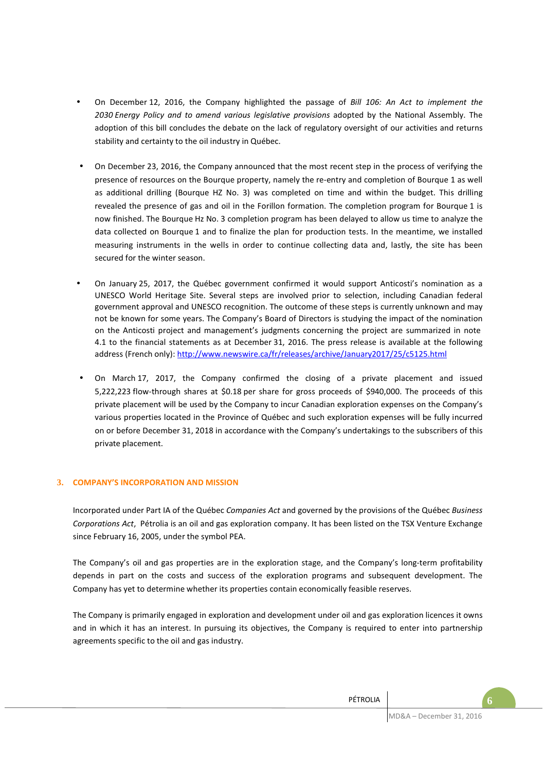- On December 12, 2016, the Company highlighted the passage of *Bill 106: An Act to implement the 2030 Energy Policy and to amend various legislative provisions* adopted by the National Assembly. The adoption of this bill concludes the debate on the lack of regulatory oversight of our activities and returns stability and certainty to the oil industry in Québec.

- On December 23, 2016, the Company announced that the most recent step in the process of verifying the presence of resources on the Bourque property, namely the re-entry and completion of Bourque 1 as well as additional drilling (Bourque HZ No. 3) was completed on time and within the budget. This drilling revealed the presence of gas and oil in the Forillon formation. The completion program for Bourque 1 is now finished. The Bourque Hz No. 3 completion program has been delayed to allow us time to analyze the data collected on Bourque 1 and to finalize the plan for production tests. In the meantime, we installed measuring instruments in the wells in order to continue collecting data and, lastly, the site has been secured for the winter season.

- On January 25, 2017, the Québec government confirmed it would support Anticosti's nomination as a UNESCO World Heritage Site. Several steps are involved prior to selection, including Canadian federal government approval and UNESCO recognition. The outcome of these steps is currently unknown and may not be known for some years. The Company's Board of Directors is studying the impact of the nomination on the Anticosti project and management's judgments concerning the project are summarized in note 4.1 to the financial statements as at December 31, 2016. The press release is available at the following address (French only): [http://www.newswire.ca/fr/releases/archive/January2017/25/c5125.html](http://www.newswire.ca/fr/releases/archive/January2017/25/c5125.html)

- On March 17, 2017, the Company confirmed the closing of a private placement and issued 5,222,223 flow-through shares at $0.18 per share for gross proceeds of $940,000. The proceeds of this private placement will be used by the Company to incur Canadian exploration expenses on the Company's various properties located in the Province of Québec and such exploration expenses will be fully incurred on or before December 31, 2018 in accordance with the Company's undertakings to the subscribers of this private placement.

## 3. COMPANY'S INCORPORATION AND MISSION

Incorporated under Part IA of the Québec *Companies Act* and governed by the provisions of the Québec *Business Corporations Act*, Pétrolia is an oil and gas exploration company. It has been listed on the TSX Venture Exchange since February 16, 2005, under the symbol PEA.

The Company's oil and gas properties are in the exploration stage, and the Company's long-term profitability depends in part on the costs and success of the exploration programs and subsequent development. The Company has yet to determine whether its properties contain economically feasible reserves.

The Company is primarily engaged in exploration and development under oil and gas exploration licences it owns and in which it has an interest. In pursuing its objectives, the Company is required to enter into partnership agreements specific to the oil and gas industry.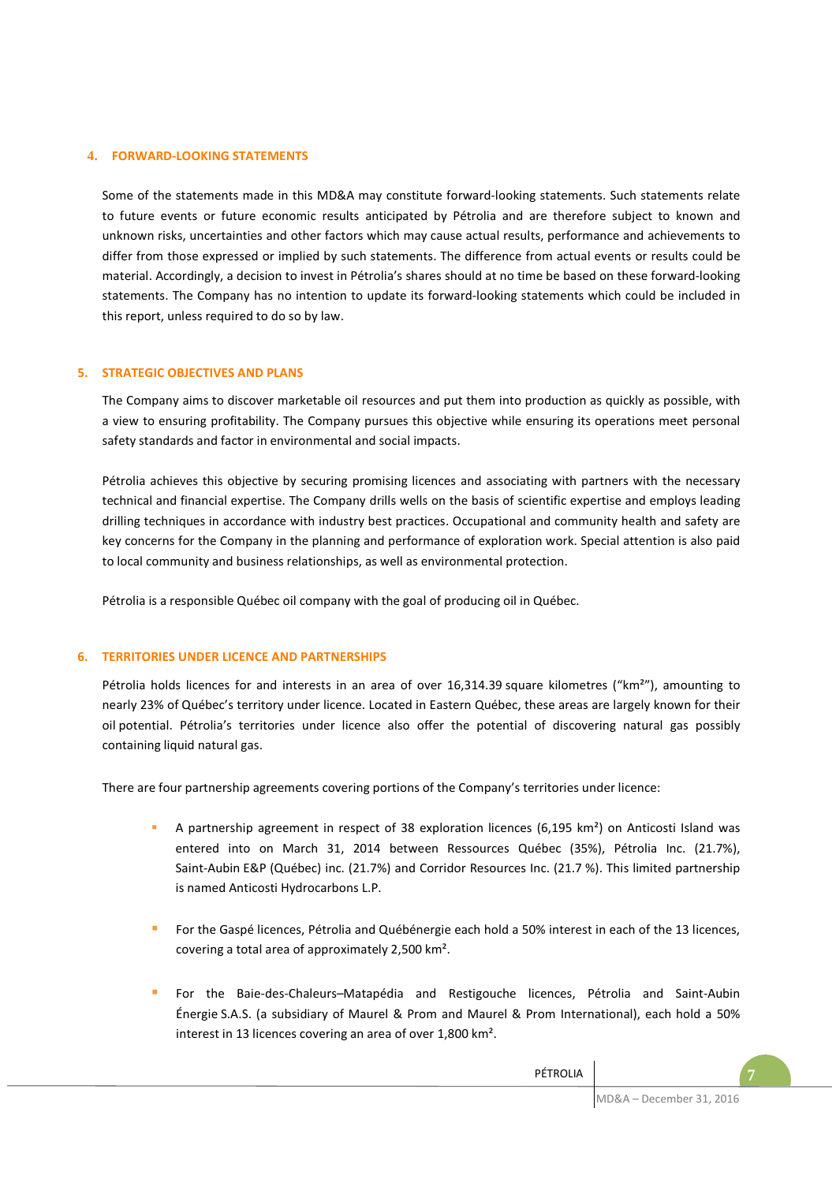## 4. FORWARD-LOOKING STATEMENTS

Some of the statements made in this MD&A may constitute forward-looking statements. Such statements relate to future events or future economic results anticipated by Pétrolia and are therefore subject to known and unknown risks, uncertainties and other factors which may cause actual results, performance and achievements to differ from those expressed or implied by such statements. The difference from actual events or results could be material. Accordingly, a decision to invest in Pétrolia's shares should at no time be based on these forward-looking statements. The Company has no intention to update its forward-looking statements which could be included in this report, unless required to do so by law.

## 5. STRATEGIC OBJECTIVES AND PLANS

The Company aims to discover marketable oil resources and put them into production as quickly as possible, with a view to ensuring profitability. The Company pursues this objective while ensuring its operations meet personal safety standards and factor in environmental and social impacts.

Pétrolia achieves this objective by securing promising licences and associating with partners with the necessary technical and financial expertise. The Company drills wells on the basis of scientific expertise and employs leading drilling techniques in accordance with industry best practices. Occupational and community health and safety are key concerns for the Company in the planning and performance of exploration work. Special attention is also paid to local community and business relationships, as well as environmental protection.

Pétrolia is a responsible Québec oil company with the goal of producing oil in Québec.

## 6. TERRITORIES UNDER LICENCE AND PARTNERSHIPS

Pétrolia holds licences for and interests in an area of over 16,314.39 square kilometres ("km²"), amounting to nearly 23% of Québec's territory under licence. Located in Eastern Québec, these areas are largely known for their oil potential. Pétrolia's territories under licence also offer the potential of discovering natural gas possibly containing liquid natural gas.

There are four partnership agreements covering portions of the Company's territories under licence:

- A partnership agreement in respect of 38 exploration licences (6,195 km²) on Anticosti Island was entered into on March 31, 2014 between Ressources Québec (35%), Pétrolia Inc. (21.7%), Saint-Aubin E&P (Québec) inc. (21.7%) and Corridor Resources Inc. (21.7 %). This limited partnership is named Anticosti Hydrocarbons L.P.
- For the Gaspé licences, Pétrolia and Québénergie each hold a 50% interest in each of the 13 licences, covering a total area of approximately 2,500 km².
- For the Baie-des-Chaleurs–Matapédia and Restigouche licences, Pétrolia and Saint-Aubin Énergie S.A.S. (a subsidiary of Maurel & Prom and Maurel & Prom International), each hold a 50% interest in 13 licences covering an area of over 1,800 km².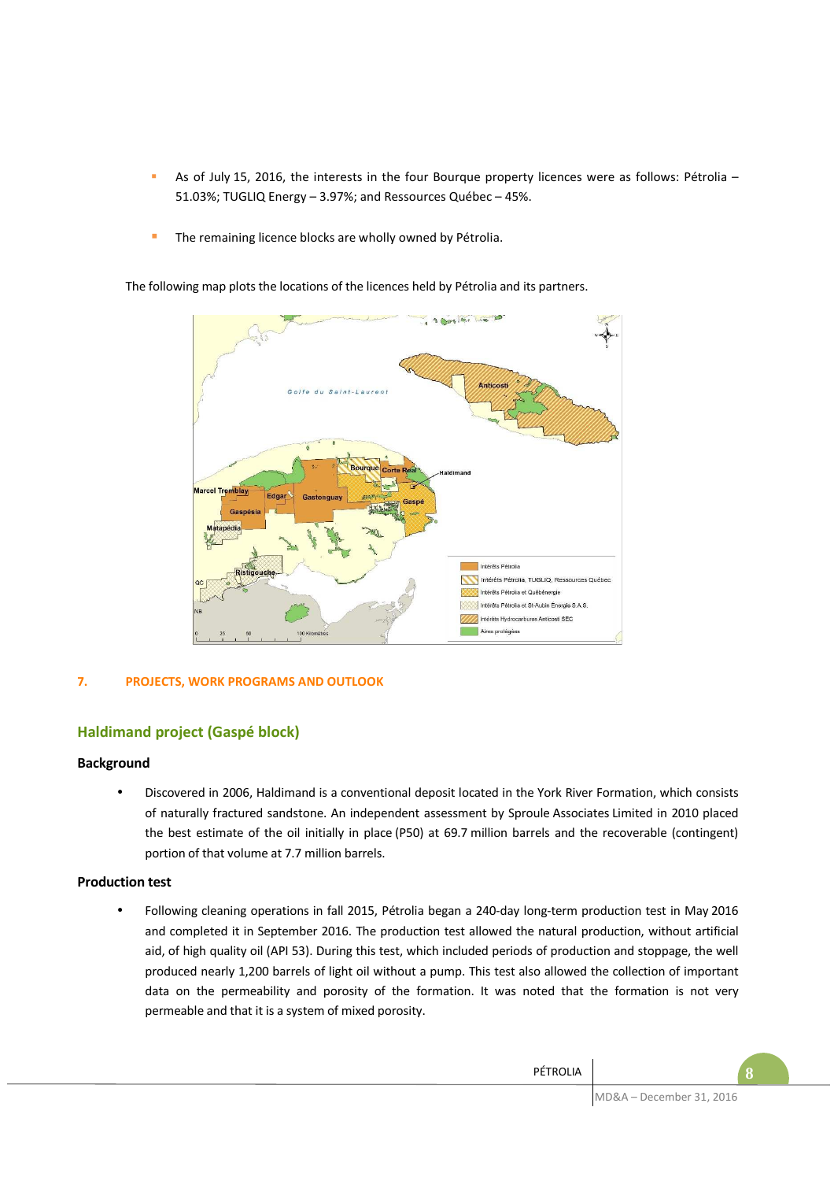- As of July 15, 2016, the interests in the four Bourque property licences were as follows: Pétrolia – 51.03%; TUGLIQ Energy – 3.97%; and Ressources Québec – 45%.

- The remaining licence blocks are wholly owned by Pétrolia.

The following map plots the locations of the licences held by Pétrolia and its partners.

## 7. PROJECTS, WORK PROGRAMS AND OUTLOOK

### Haldimand project (Gaspé block)

#### Background

- Discovered in 2006, Haldimand is a conventional deposit located in the York River Formation, which consists of naturally fractured sandstone. An independent assessment by Sproule Associates Limited in 2010 placed the best estimate of the oil initially in place (P50) at 69.7 million barrels and the recoverable (contingent) portion of that volume at 7.7 million barrels.

#### Production test

- Following cleaning operations in fall 2015, Pétrolia began a 240-day long-term production test in May 2016 and completed it in September 2016. The production test allowed the natural production, without artificial aid, of high quality oil (API 53). During this test, which included periods of production and stoppage, the well produced nearly 1,200 barrels of light oil without a pump. This test also allowed the collection of important data on the permeability and porosity of the formation. It was noted that the formation is not very permeable and that it is a system of mixed porosity.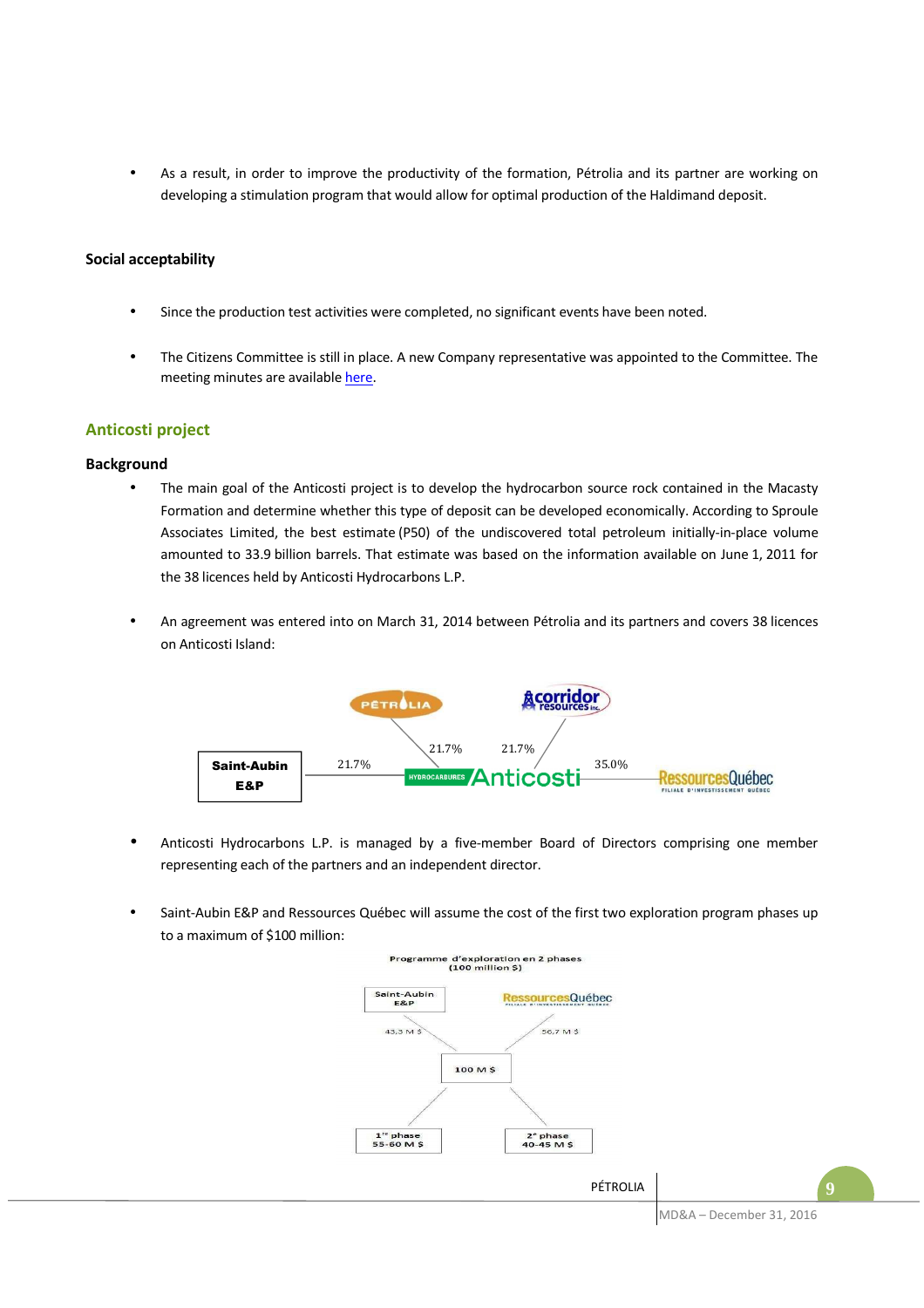- As a result, in order to improve the productivity of the formation, Pétrolia and its partner are working on developing a stimulation program that would allow for optimal production of the Haldimand deposit.

### Social acceptability

- Since the production test activities were completed, no significant events have been noted.
- The Citizens Committee is still in place. A new Company representative was appointed to the Committee. The meeting minutes are available here.

## Anticosti project

### Background

- The main goal of the Anticosti project is to develop the hydrocarbon source rock contained in the Macasty Formation and determine whether this type of deposit can be developed economically. According to Sproule Associates Limited, the best estimate (P50) of the undiscovered total petroleum initially-in-place volume amounted to 33.9 billion barrels. That estimate was based on the information available on June 1, 2011 for the 38 licences held by Anticosti Hydrocarbons L.P.
- An agreement was entered into on March 31, 2014 between Pétrolia and its partners and covers 38 licences on Anticosti Island:

PÉTROLIA 21.7% | Corridor Resources Inc. 21.7% | Saint-Aubin E&P 21.7% | Ressources Québec 35.0% — Hydrocarbures Anticosti

- Anticosti Hydrocarbons L.P. is managed by a five-member Board of Directors comprising one member representing each of the partners and an independent director.
- Saint-Aubin E&P and Ressources Québec will assume the cost of the first two exploration program phases up to a maximum of $100 million:

Programme d'exploration en 2 phases (100 million $)

Saint-Aubin E&P: 43,3 M $ | Ressources Québec: 56,7 M $ → 100 M $ → 1[re] phase 55-60 M $ | 2[e] phase 40-45 M $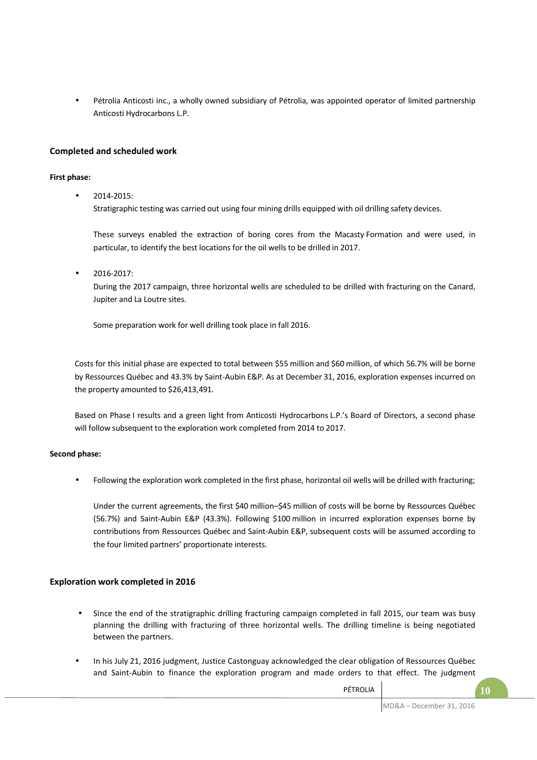- Pétrolia Anticosti inc., a wholly owned subsidiary of Pétrolia, was appointed operator of limited partnership Anticosti Hydrocarbons L.P.

### Completed and scheduled work

**First phase:**

- 2014-2015:
  Stratigraphic testing was carried out using four mining drills equipped with oil drilling safety devices.

  These surveys enabled the extraction of boring cores from the Macasty Formation and were used, in particular, to identify the best locations for the oil wells to be drilled in 2017.

- 2016-2017:
  During the 2017 campaign, three horizontal wells are scheduled to be drilled with fracturing on the Canard, Jupiter and La Loutre sites.

  Some preparation work for well drilling took place in fall 2016.

Costs for this initial phase are expected to total between $55 million and $60 million, of which 56.7% will be borne by Ressources Québec and 43.3% by Saint-Aubin E&P. As at December 31, 2016, exploration expenses incurred on the property amounted to $26,413,491.

Based on Phase I results and a green light from Anticosti Hydrocarbons L.P.'s Board of Directors, a second phase will follow subsequent to the exploration work completed from 2014 to 2017.

**Second phase:**

- Following the exploration work completed in the first phase, horizontal oil wells will be drilled with fracturing;

  Under the current agreements, the first $40 million–$45 million of costs will be borne by Ressources Québec (56.7%) and Saint-Aubin E&P (43.3%). Following $100 million in incurred exploration expenses borne by contributions from Ressources Québec and Saint-Aubin E&P, subsequent costs will be assumed according to the four limited partners' proportionate interests.

### Exploration work completed in 2016

- Since the end of the stratigraphic drilling fracturing campaign completed in fall 2015, our team was busy planning the drilling with fracturing of three horizontal wells. The drilling timeline is being negotiated between the partners.
- In his July 21, 2016 judgment, Justice Castonguay acknowledged the clear obligation of Ressources Québec and Saint-Aubin to finance the exploration program and made orders to that effect. The judgment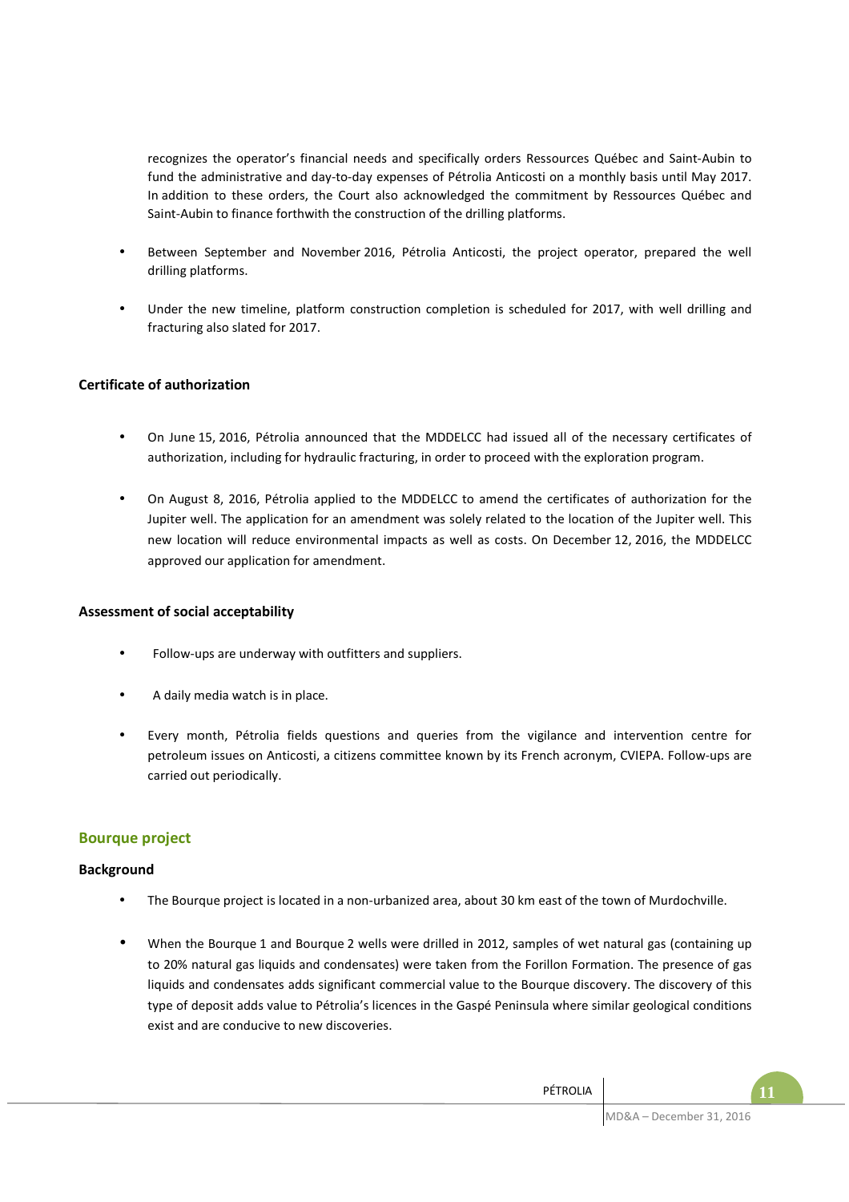recognizes the operator's financial needs and specifically orders Ressources Québec and Saint-Aubin to fund the administrative and day-to-day expenses of Pétrolia Anticosti on a monthly basis until May 2017. In addition to these orders, the Court also acknowledged the commitment by Ressources Québec and Saint-Aubin to finance forthwith the construction of the drilling platforms.

- Between September and November 2016, Pétrolia Anticosti, the project operator, prepared the well drilling platforms.
- Under the new timeline, platform construction completion is scheduled for 2017, with well drilling and fracturing also slated for 2017.

**Certificate of authorization**

- On June 15, 2016, Pétrolia announced that the MDDELCC had issued all of the necessary certificates of authorization, including for hydraulic fracturing, in order to proceed with the exploration program.
- On August 8, 2016, Pétrolia applied to the MDDELCC to amend the certificates of authorization for the Jupiter well. The application for an amendment was solely related to the location of the Jupiter well. This new location will reduce environmental impacts as well as costs. On December 12, 2016, the MDDELCC approved our application for amendment.

**Assessment of social acceptability**

- Follow-ups are underway with outfitters and suppliers.
- A daily media watch is in place.
- Every month, Pétrolia fields questions and queries from the vigilance and intervention centre for petroleum issues on Anticosti, a citizens committee known by its French acronym, CVIEPA. Follow-ups are carried out periodically.

## Bourque project

**Background**

- The Bourque project is located in a non-urbanized area, about 30 km east of the town of Murdochville.
- When the Bourque 1 and Bourque 2 wells were drilled in 2012, samples of wet natural gas (containing up to 20% natural gas liquids and condensates) were taken from the Forillon Formation. The presence of gas liquids and condensates adds significant commercial value to the Bourque discovery. The discovery of this type of deposit adds value to Pétrolia's licences in the Gaspé Peninsula where similar geological conditions exist and are conducive to new discoveries.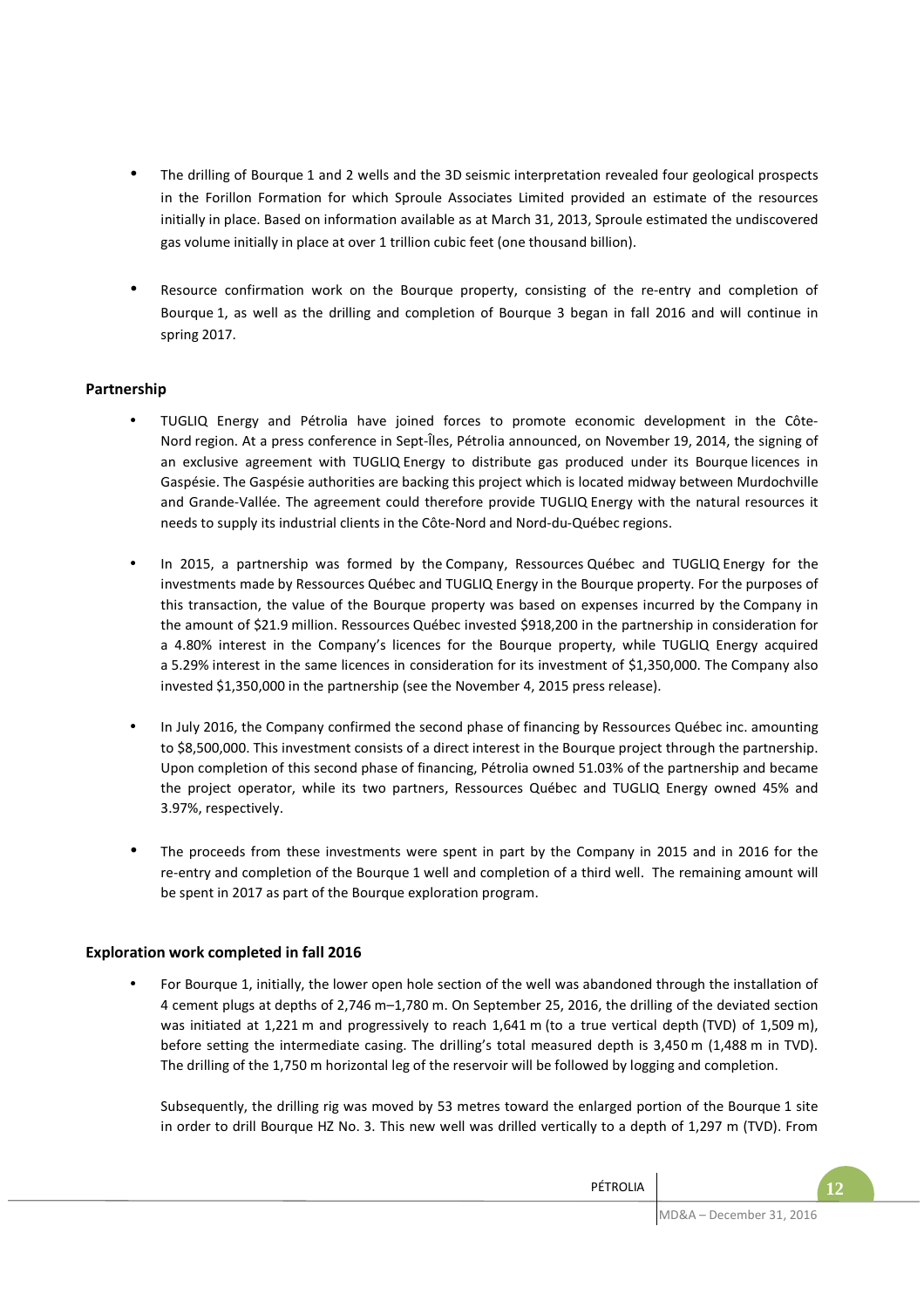- The drilling of Bourque 1 and 2 wells and the 3D seismic interpretation revealed four geological prospects in the Forillon Formation for which Sproule Associates Limited provided an estimate of the resources initially in place. Based on information available as at March 31, 2013, Sproule estimated the undiscovered gas volume initially in place at over 1 trillion cubic feet (one thousand billion).

- Resource confirmation work on the Bourque property, consisting of the re-entry and completion of Bourque 1, as well as the drilling and completion of Bourque 3 began in fall 2016 and will continue in spring 2017.

**Partnership**

- TUGLIQ Energy and Pétrolia have joined forces to promote economic development in the Côte-Nord region. At a press conference in Sept-Îles, Pétrolia announced, on November 19, 2014, the signing of an exclusive agreement with TUGLIQ Energy to distribute gas produced under its Bourque licences in Gaspésie. The Gaspésie authorities are backing this project which is located midway between Murdochville and Grande-Vallée. The agreement could therefore provide TUGLIQ Energy with the natural resources it needs to supply its industrial clients in the Côte-Nord and Nord-du-Québec regions.

- In 2015, a partnership was formed by the Company, Ressources Québec and TUGLIQ Energy for the investments made by Ressources Québec and TUGLIQ Energy in the Bourque property. For the purposes of this transaction, the value of the Bourque property was based on expenses incurred by the Company in the amount of $21.9 million. Ressources Québec invested $918,200 in the partnership in consideration for a 4.80% interest in the Company's licences for the Bourque property, while TUGLIQ Energy acquired a 5.29% interest in the same licences in consideration for its investment of $1,350,000. The Company also invested $1,350,000 in the partnership (see the November 4, 2015 press release).

- In July 2016, the Company confirmed the second phase of financing by Ressources Québec inc. amounting to $8,500,000. This investment consists of a direct interest in the Bourque project through the partnership. Upon completion of this second phase of financing, Pétrolia owned 51.03% of the partnership and became the project operator, while its two partners, Ressources Québec and TUGLIQ Energy owned 45% and 3.97%, respectively.

- The proceeds from these investments were spent in part by the Company in 2015 and in 2016 for the re-entry and completion of the Bourque 1 well and completion of a third well. The remaining amount will be spent in 2017 as part of the Bourque exploration program.

**Exploration work completed in fall 2016**

- For Bourque 1, initially, the lower open hole section of the well was abandoned through the installation of 4 cement plugs at depths of 2,746 m–1,780 m. On September 25, 2016, the drilling of the deviated section was initiated at 1,221 m and progressively to reach 1,641 m (to a true vertical depth (TVD) of 1,509 m), before setting the intermediate casing. The drilling's total measured depth is 3,450 m (1,488 m in TVD). The drilling of the 1,750 m horizontal leg of the reservoir will be followed by logging and completion.

  Subsequently, the drilling rig was moved by 53 metres toward the enlarged portion of the Bourque 1 site in order to drill Bourque HZ No. 3. This new well was drilled vertically to a depth of 1,297 m (TVD). From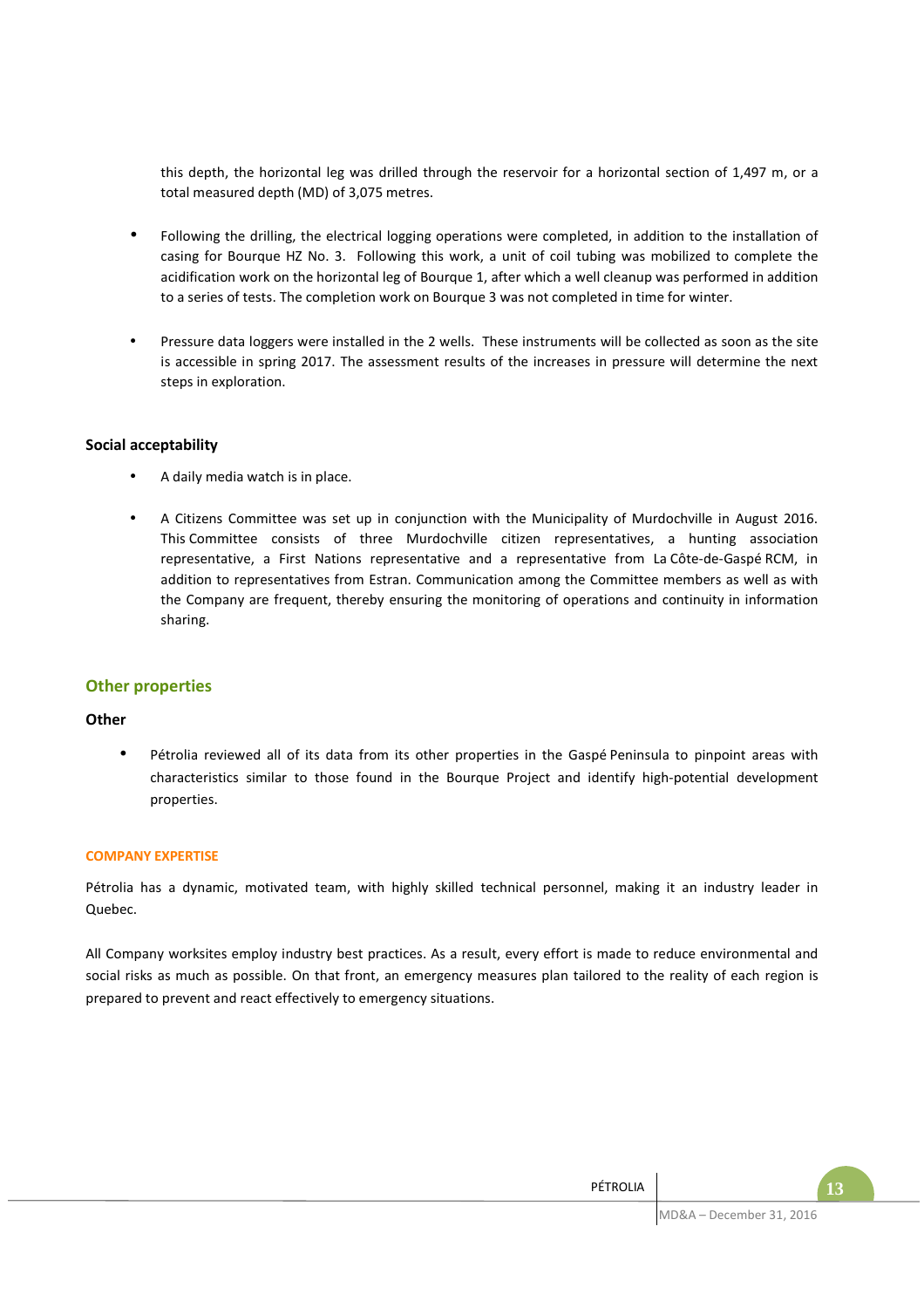this depth, the horizontal leg was drilled through the reservoir for a horizontal section of 1,497 m, or a total measured depth (MD) of 3,075 metres.

- Following the drilling, the electrical logging operations were completed, in addition to the installation of casing for Bourque HZ No. 3. Following this work, a unit of coil tubing was mobilized to complete the acidification work on the horizontal leg of Bourque 1, after which a well cleanup was performed in addition to a series of tests. The completion work on Bourque 3 was not completed in time for winter.

- Pressure data loggers were installed in the 2 wells. These instruments will be collected as soon as the site is accessible in spring 2017. The assessment results of the increases in pressure will determine the next steps in exploration.

**Social acceptability**

- A daily media watch is in place.

- A Citizens Committee was set up in conjunction with the Municipality of Murdochville in August 2016. This Committee consists of three Murdochville citizen representatives, a hunting association representative, a First Nations representative and a representative from La Côte-de-Gaspé RCM, in addition to representatives from Estran. Communication among the Committee members as well as with the Company are frequent, thereby ensuring the monitoring of operations and continuity in information sharing.

## Other properties

**Other**

- Pétrolia reviewed all of its data from its other properties in the Gaspé Peninsula to pinpoint areas with characteristics similar to those found in the Bourque Project and identify high-potential development properties.

### COMPANY EXPERTISE

Pétrolia has a dynamic, motivated team, with highly skilled technical personnel, making it an industry leader in Quebec.

All Company worksites employ industry best practices. As a result, every effort is made to reduce environmental and social risks as much as possible. On that front, an emergency measures plan tailored to the reality of each region is prepared to prevent and react effectively to emergency situations.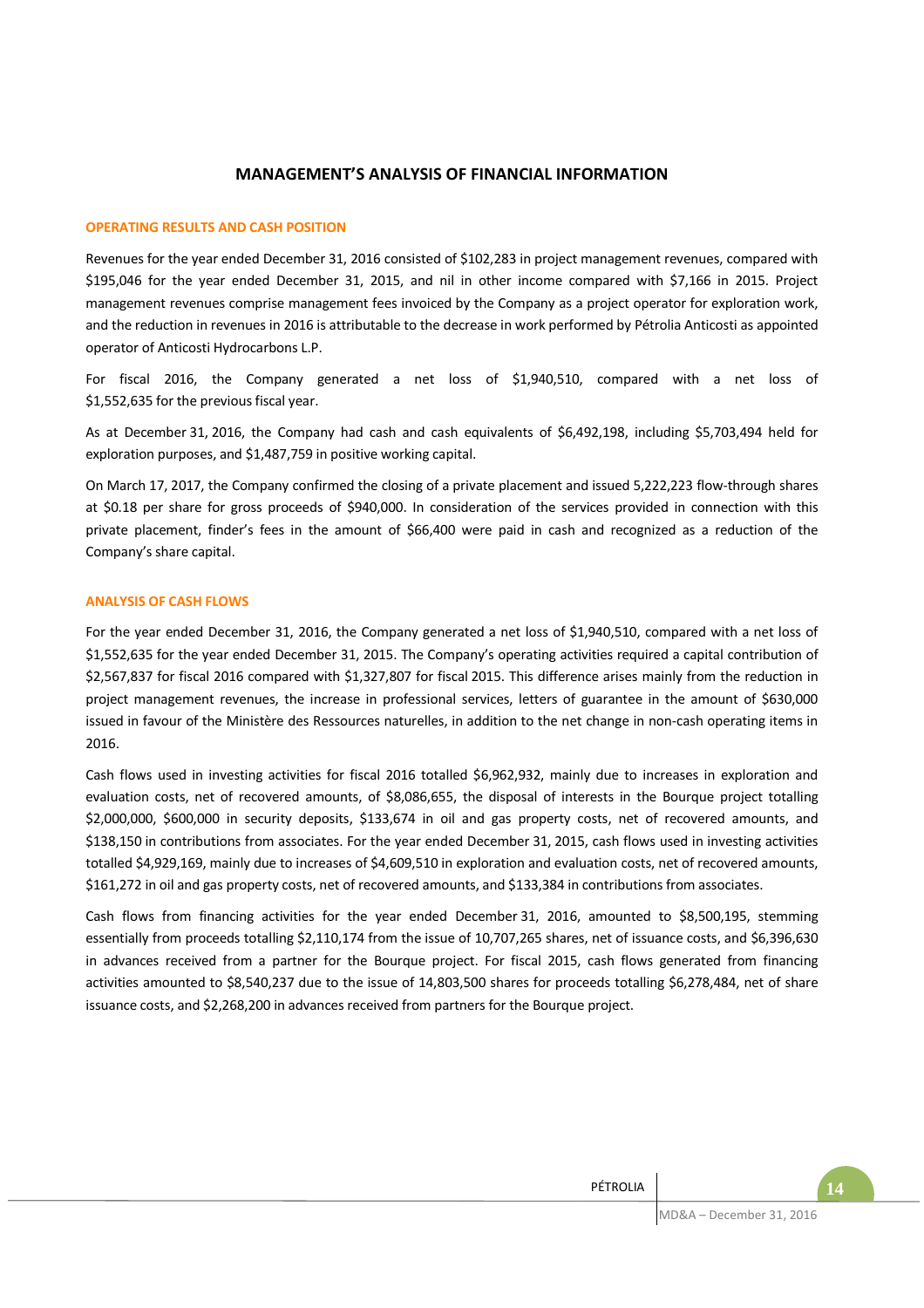# MANAGEMENT'S ANALYSIS OF FINANCIAL INFORMATION

## OPERATING RESULTS AND CASH POSITION

Revenues for the year ended December 31, 2016 consisted of $102,283 in project management revenues, compared with $195,046 for the year ended December 31, 2015, and nil in other income compared with $7,166 in 2015. Project management revenues comprise management fees invoiced by the Company as a project operator for exploration work, and the reduction in revenues in 2016 is attributable to the decrease in work performed by Pétrolia Anticosti as appointed operator of Anticosti Hydrocarbons L.P.

For fiscal 2016, the Company generated a net loss of $1,940,510, compared with a net loss of $1,552,635 for the previous fiscal year.

As at December 31, 2016, the Company had cash and cash equivalents of $6,492,198, including $5,703,494 held for exploration purposes, and $1,487,759 in positive working capital.

On March 17, 2017, the Company confirmed the closing of a private placement and issued 5,222,223 flow-through shares at $0.18 per share for gross proceeds of $940,000. In consideration of the services provided in connection with this private placement, finder's fees in the amount of $66,400 were paid in cash and recognized as a reduction of the Company's share capital.

## ANALYSIS OF CASH FLOWS

For the year ended December 31, 2016, the Company generated a net loss of $1,940,510, compared with a net loss of $1,552,635 for the year ended December 31, 2015. The Company's operating activities required a capital contribution of $2,567,837 for fiscal 2016 compared with $1,327,807 for fiscal 2015. This difference arises mainly from the reduction in project management revenues, the increase in professional services, letters of guarantee in the amount of $630,000 issued in favour of the Ministère des Ressources naturelles, in addition to the net change in non-cash operating items in 2016.

Cash flows used in investing activities for fiscal 2016 totalled $6,962,932, mainly due to increases in exploration and evaluation costs, net of recovered amounts, of $8,086,655, the disposal of interests in the Bourque project totalling $2,000,000, $600,000 in security deposits, $133,674 in oil and gas property costs, net of recovered amounts, and $138,150 in contributions from associates. For the year ended December 31, 2015, cash flows used in investing activities totalled $4,929,169, mainly due to increases of $4,609,510 in exploration and evaluation costs, net of recovered amounts, $161,272 in oil and gas property costs, net of recovered amounts, and $133,384 in contributions from associates.

Cash flows from financing activities for the year ended December 31, 2016, amounted to $8,500,195, stemming essentially from proceeds totalling $2,110,174 from the issue of 10,707,265 shares, net of issuance costs, and $6,396,630 in advances received from a partner for the Bourque project. For fiscal 2015, cash flows generated from financing activities amounted to $8,540,237 due to the issue of 14,803,500 shares for proceeds totalling $6,278,484, net of share issuance costs, and $2,268,200 in advances received from partners for the Bourque project.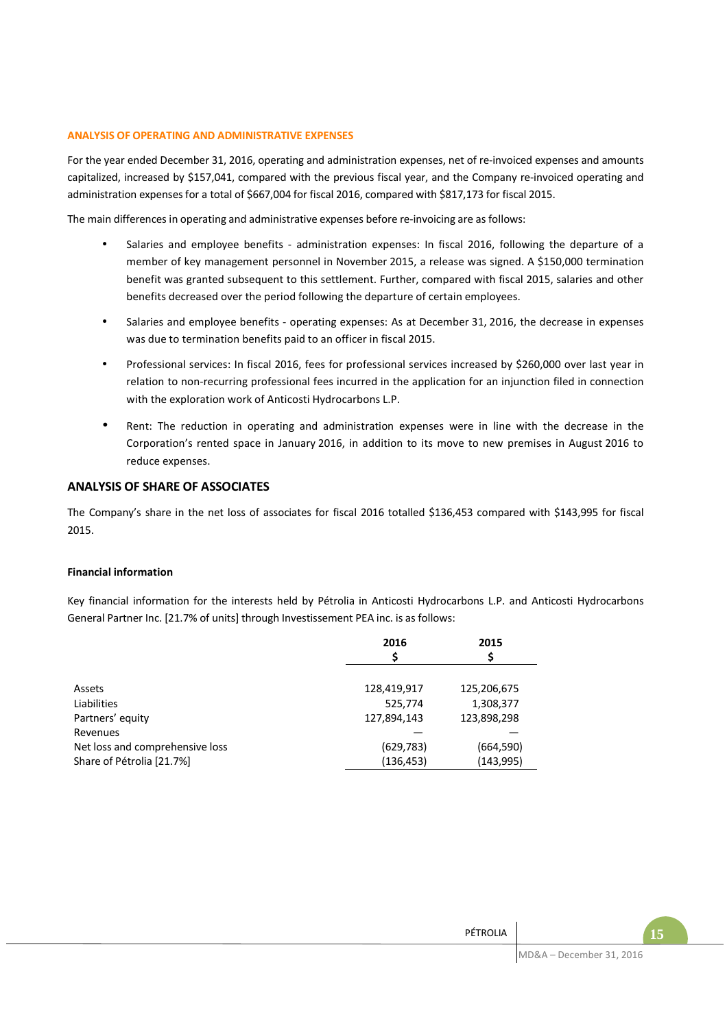## ANALYSIS OF OPERATING AND ADMINISTRATIVE EXPENSES

For the year ended December 31, 2016, operating and administration expenses, net of re-invoiced expenses and amounts capitalized, increased by $157,041, compared with the previous fiscal year, and the Company re-invoiced operating and administration expenses for a total of $667,004 for fiscal 2016, compared with $817,173 for fiscal 2015.

The main differences in operating and administrative expenses before re-invoicing are as follows:

- Salaries and employee benefits - administration expenses: In fiscal 2016, following the departure of a member of key management personnel in November 2015, a release was signed. A $150,000 termination benefit was granted subsequent to this settlement. Further, compared with fiscal 2015, salaries and other benefits decreased over the period following the departure of certain employees.
- Salaries and employee benefits - operating expenses: As at December 31, 2016, the decrease in expenses was due to termination benefits paid to an officer in fiscal 2015.
- Professional services: In fiscal 2016, fees for professional services increased by $260,000 over last year in relation to non-recurring professional fees incurred in the application for an injunction filed in connection with the exploration work of Anticosti Hydrocarbons L.P.
- Rent: The reduction in operating and administration expenses were in line with the decrease in the Corporation's rented space in January 2016, in addition to its move to new premises in August 2016 to reduce expenses.

## ANALYSIS OF SHARE OF ASSOCIATES

The Company's share in the net loss of associates for fiscal 2016 totalled $136,453 compared with $143,995 for fiscal 2015.

**Financial information**

Key financial information for the interests held by Pétrolia in Anticosti Hydrocarbons L.P. and Anticosti Hydrocarbons General Partner Inc. [21.7% of units] through Investissement PEA inc. is as follows:

| | 2016<br>$ | 2015<br>$ |
|---|---|---|
| Assets | 128,419,917 | 125,206,675 |
| Liabilities | 525,774 | 1,308,377 |
| Partners' equity | 127,894,143 | 123,898,298 |
| Revenues | — | — |
| Net loss and comprehensive loss | (629,783) | (664,590) |
| Share of Pétrolia [21.7%] | (136,453) | (143,995) |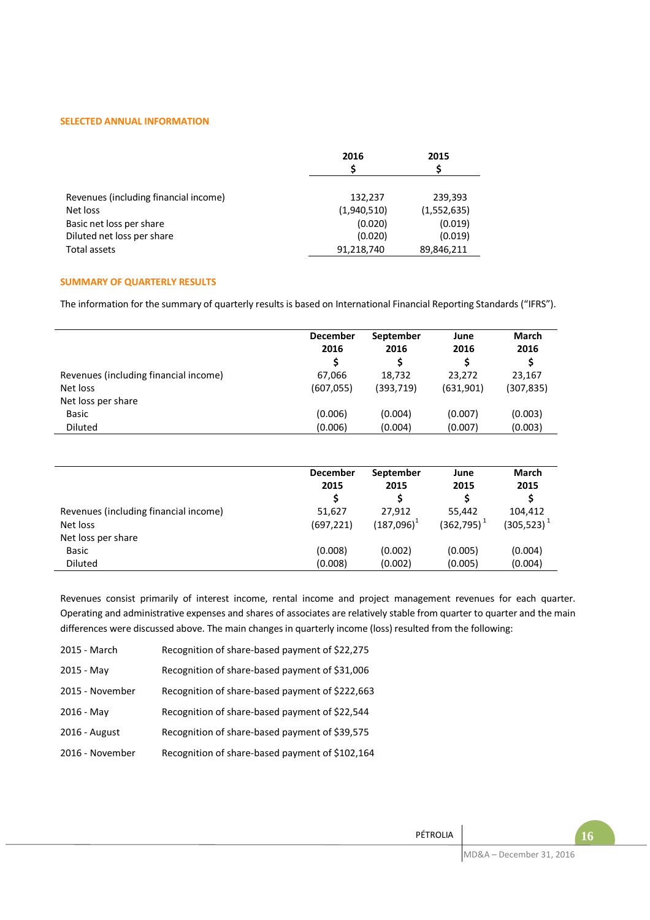## SELECTED ANNUAL INFORMATION

| | 2016<br>$ | 2015<br>$ |
|---|---|---|
| Revenues (including financial income) | 132,237 | 239,393 |
| Net loss | (1,940,510) | (1,552,635) |
| Basic net loss per share | (0.020) | (0.019) |
| Diluted net loss per share | (0.020) | (0.019) |
| Total assets | 91,218,740 | 89,846,211 |

## SUMMARY OF QUARTERLY RESULTS

The information for the summary of quarterly results is based on International Financial Reporting Standards ("IFRS").

| | December 2016<br>$ | September 2016<br>$ | June 2016<br>$ | March 2016<br>$ |
|---|---|---|---|---|
| Revenues (including financial income) | 67,066 | 18,732 | 23,272 | 23,167 |
| Net loss | (607,055) | (393,719) | (631,901) | (307,835) |
| Net loss per share | | | | |
| Basic | (0.006) | (0.004) | (0.007) | (0.003) |
| Diluted | (0.006) | (0.004) | (0.007) | (0.003) |

| | December 2015<br>$ | September 2015<br>$ | June 2015<br>$ | March 2015<br>$ |
|---|---|---|---|---|
| Revenues (including financial income) | 51,627 | 27,912 | 55,442 | 104,412 |
| Net loss | (697,221) | (187,096)[1] | (362,795)[1] | (305,523)[1] |
| Net loss per share | | | | |
| Basic | (0.008) | (0.002) | (0.005) | (0.004) |
| Diluted | (0.008) | (0.002) | (0.005) | (0.004) |

Revenues consist primarily of interest income, rental income and project management revenues for each quarter. Operating and administrative expenses and shares of associates are relatively stable from quarter to quarter and the main differences were discussed above. The main changes in quarterly income (loss) resulted from the following:

| | |
|---|---|
| 2015 - March | Recognition of share-based payment of $22,275 |
| 2015 - May | Recognition of share-based payment of $31,006 |
| 2015 - November | Recognition of share-based payment of $222,663 |
| 2016 - May | Recognition of share-based payment of $22,544 |
| 2016 - August | Recognition of share-based payment of $39,575 |
| 2016 - November | Recognition of share-based payment of $102,164 |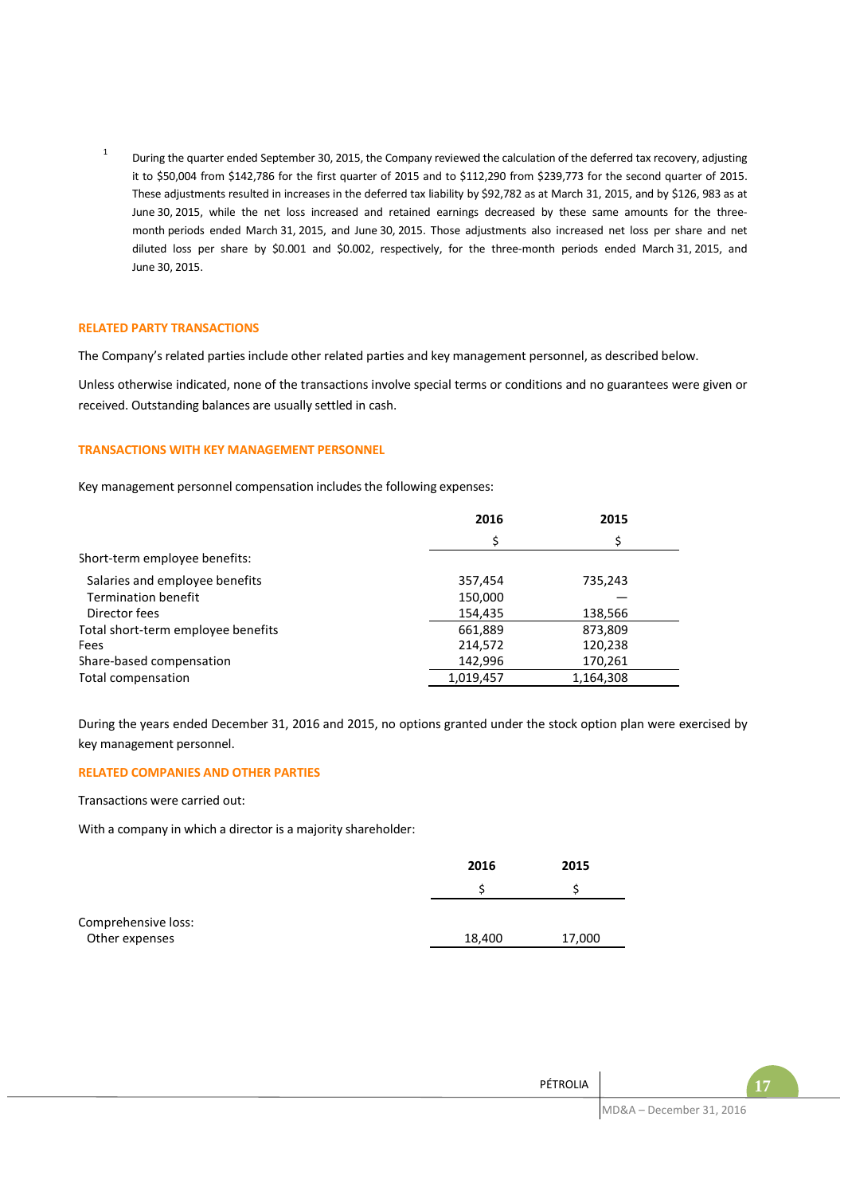[1] During the quarter ended September 30, 2015, the Company reviewed the calculation of the deferred tax recovery, adjusting it to $50,004 from $142,786 for the first quarter of 2015 and to $112,290 from $239,773 for the second quarter of 2015. These adjustments resulted in increases in the deferred tax liability by $92,782 as at March 31, 2015, and by $126, 983 as at June 30, 2015, while the net loss increased and retained earnings decreased by these same amounts for the three-month periods ended March 31, 2015, and June 30, 2015. Those adjustments also increased net loss per share and net diluted loss per share by $0.001 and $0.002, respectively, for the three-month periods ended March 31, 2015, and June 30, 2015.

## RELATED PARTY TRANSACTIONS

The Company's related parties include other related parties and key management personnel, as described below.

Unless otherwise indicated, none of the transactions involve special terms or conditions and no guarantees were given or received. Outstanding balances are usually settled in cash.

## TRANSACTIONS WITH KEY MANAGEMENT PERSONNEL

Key management personnel compensation includes the following expenses:

| | 2016 | 2015 |
|---|---|---|
| | $ | $ |
| Short-term employee benefits: | | |
| Salaries and employee benefits | 357,454 | 735,243 |
| Termination benefit | 150,000 | — |
| Director fees | 154,435 | 138,566 |
| Total short-term employee benefits | 661,889 | 873,809 |
| Fees | 214,572 | 120,238 |
| Share-based compensation | 142,996 | 170,261 |
| Total compensation | 1,019,457 | 1,164,308 |

During the years ended December 31, 2016 and 2015, no options granted under the stock option plan were exercised by key management personnel.

## RELATED COMPANIES AND OTHER PARTIES

Transactions were carried out:

With a company in which a director is a majority shareholder:

| | 2016 | 2015 |
|---|---|---|
| | $ | $ |
| Comprehensive loss: | | |
| Other expenses | 18,400 | 17,000 |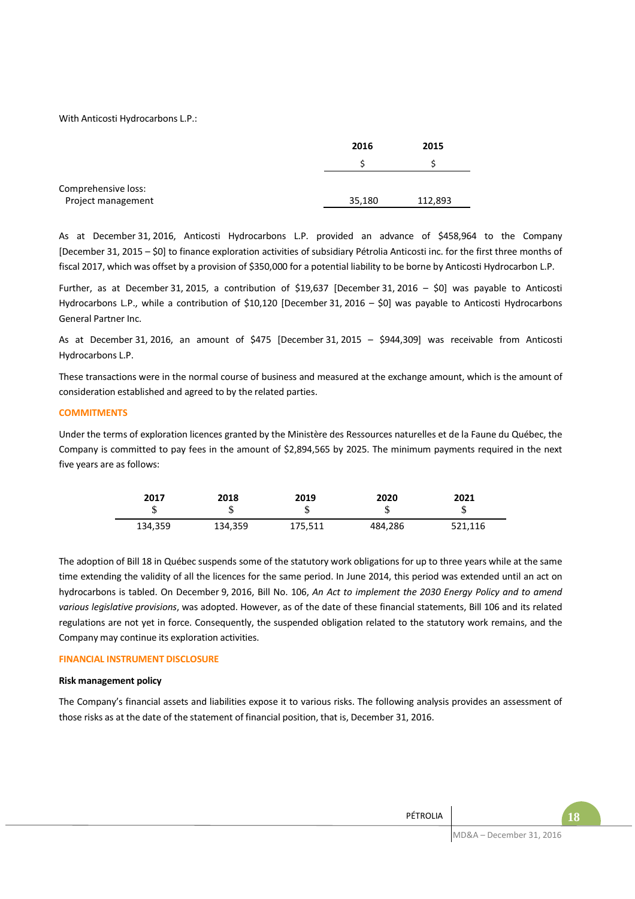With Anticosti Hydrocarbons L.P.:

| | 2016 | 2015 |
|---|---|---|
| | $ | $ |
| Comprehensive loss: | | |
| Project management | 35,180 | 112,893 |

As at December 31, 2016, Anticosti Hydrocarbons L.P. provided an advance of $458,964 to the Company [December 31, 2015 – $0] to finance exploration activities of subsidiary Pétrolia Anticosti inc. for the first three months of fiscal 2017, which was offset by a provision of $350,000 for a potential liability to be borne by Anticosti Hydrocarbon L.P.

Further, as at December 31, 2015, a contribution of $19,637 [December 31, 2016 – $0] was payable to Anticosti Hydrocarbons L.P., while a contribution of $10,120 [December 31, 2016 – $0] was payable to Anticosti Hydrocarbons General Partner Inc.

As at December 31, 2016, an amount of $475 [December 31, 2015 – $944,309] was receivable from Anticosti Hydrocarbons L.P.

These transactions were in the normal course of business and measured at the exchange amount, which is the amount of consideration established and agreed to by the related parties.

## COMMITMENTS

Under the terms of exploration licences granted by the Ministère des Ressources naturelles et de la Faune du Québec, the Company is committed to pay fees in the amount of $2,894,565 by 2025. The minimum payments required in the next five years are as follows:

| 2017 | 2018 | 2019 | 2020 | 2021 |
|---|---|---|---|---|
| $ | $ | $ | $ | $ |
| 134,359 | 134,359 | 175,511 | 484,286 | 521,116 |

The adoption of Bill 18 in Québec suspends some of the statutory work obligations for up to three years while at the same time extending the validity of all the licences for the same period. In June 2014, this period was extended until an act on hydrocarbons is tabled. On December 9, 2016, Bill No. 106, *An Act to implement the 2030 Energy Policy and to amend various legislative provisions*, was adopted. However, as of the date of these financial statements, Bill 106 and its related regulations are not yet in force. Consequently, the suspended obligation related to the statutory work remains, and the Company may continue its exploration activities.

## FINANCIAL INSTRUMENT DISCLOSURE

### Risk management policy

The Company's financial assets and liabilities expose it to various risks. The following analysis provides an assessment of those risks as at the date of the statement of financial position, that is, December 31, 2016.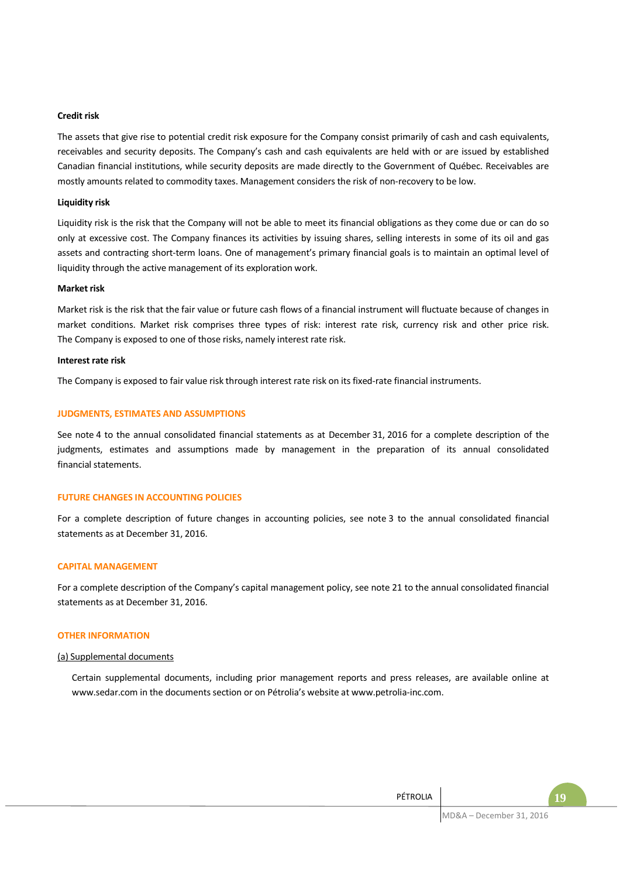#### Credit risk

The assets that give rise to potential credit risk exposure for the Company consist primarily of cash and cash equivalents, receivables and security deposits. The Company's cash and cash equivalents are held with or are issued by established Canadian financial institutions, while security deposits are made directly to the Government of Québec. Receivables are mostly amounts related to commodity taxes. Management considers the risk of non-recovery to be low.

#### Liquidity risk

Liquidity risk is the risk that the Company will not be able to meet its financial obligations as they come due or can do so only at excessive cost. The Company finances its activities by issuing shares, selling interests in some of its oil and gas assets and contracting short-term loans. One of management's primary financial goals is to maintain an optimal level of liquidity through the active management of its exploration work.

#### Market risk

Market risk is the risk that the fair value or future cash flows of a financial instrument will fluctuate because of changes in market conditions. Market risk comprises three types of risk: interest rate risk, currency risk and other price risk. The Company is exposed to one of those risks, namely interest rate risk.

#### Interest rate risk

The Company is exposed to fair value risk through interest rate risk on its fixed-rate financial instruments.

## JUDGMENTS, ESTIMATES AND ASSUMPTIONS

See note 4 to the annual consolidated financial statements as at December 31, 2016 for a complete description of the judgments, estimates and assumptions made by management in the preparation of its annual consolidated financial statements.

## FUTURE CHANGES IN ACCOUNTING POLICIES

For a complete description of future changes in accounting policies, see note 3 to the annual consolidated financial statements as at December 31, 2016.

## CAPITAL MANAGEMENT

For a complete description of the Company's capital management policy, see note 21 to the annual consolidated financial statements as at December 31, 2016.

## OTHER INFORMATION

(a) Supplemental documents

Certain supplemental documents, including prior management reports and press releases, are available online at www.sedar.com in the documents section or on Pétrolia's website at www.petrolia-inc.com.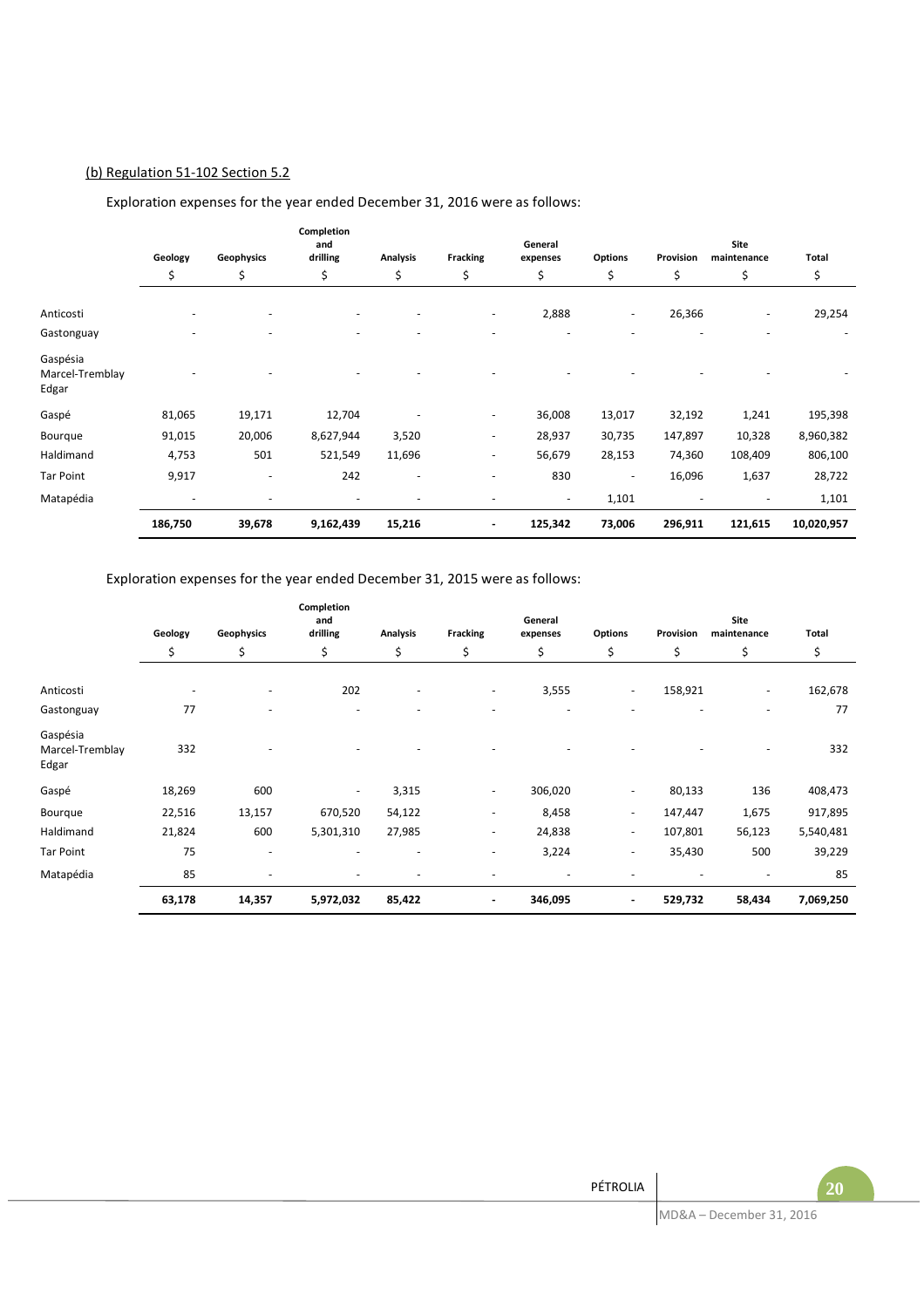(b) Regulation 51-102 Section 5.2

Exploration expenses for the year ended December 31, 2016 were as follows:

| | Geology | Geophysics | Completion and drilling | Analysis | Fracking | General expenses | Options | Provision | Site maintenance | Total |
|---|---|---|---|---|---|---|---|---|---|---|
| | $ | $ | $ | $ | $ | $ | $ | $ | $ | $ |
| Anticosti | - | - | - | - | - | 2,888 | - | 26,366 | - | 29,254 |
| Gastonguay | - | - | - | - | - | - | - | - | - | - |
| Gaspésia Marcel-Tremblay Edgar | - | - | - | - | - | - | - | - | - | - |
| Gaspé | 81,065 | 19,171 | 12,704 | - | - | 36,008 | 13,017 | 32,192 | 1,241 | 195,398 |
| Bourque | 91,015 | 20,006 | 8,627,944 | 3,520 | - | 28,937 | 30,735 | 147,897 | 10,328 | 8,960,382 |
| Haldimand | 4,753 | 501 | 521,549 | 11,696 | - | 56,679 | 28,153 | 74,360 | 108,409 | 806,100 |
| Tar Point | 9,917 | - | 242 | - | - | 830 | - | 16,096 | 1,637 | 28,722 |
| Matapédia | - | - | - | - | - | - | 1,101 | - | - | 1,101 |
| | **186,750** | **39,678** | **9,162,439** | **15,216** | **-** | **125,342** | **73,006** | **296,911** | **121,615** | **10,020,957** |

Exploration expenses for the year ended December 31, 2015 were as follows:

| | Geology | Geophysics | Completion and drilling | Analysis | Fracking | General expenses | Options | Provision | Site maintenance | Total |
|---|---|---|---|---|---|---|---|---|---|---|
| | $ | $ | $ | $ | $ | $ | $ | $ | $ | $ |
| Anticosti | - | - | 202 | - | - | 3,555 | - | 158,921 | - | 162,678 |
| Gastonguay | 77 | - | - | - | - | - | - | - | - | 77 |
| Gaspésia Marcel-Tremblay Edgar | 332 | - | - | - | - | - | - | - | - | 332 |
| Gaspé | 18,269 | 600 | - | 3,315 | - | 306,020 | - | 80,133 | 136 | 408,473 |
| Bourque | 22,516 | 13,157 | 670,520 | 54,122 | - | 8,458 | - | 147,447 | 1,675 | 917,895 |
| Haldimand | 21,824 | 600 | 5,301,310 | 27,985 | - | 24,838 | - | 107,801 | 56,123 | 5,540,481 |
| Tar Point | 75 | - | - | - | - | 3,224 | - | 35,430 | 500 | 39,229 |
| Matapédia | 85 | - | - | - | - | - | - | - | - | 85 |
| | **63,178** | **14,357** | **5,972,032** | **85,422** | **-** | **346,095** | **-** | **529,732** | **58,434** | **7,069,250** |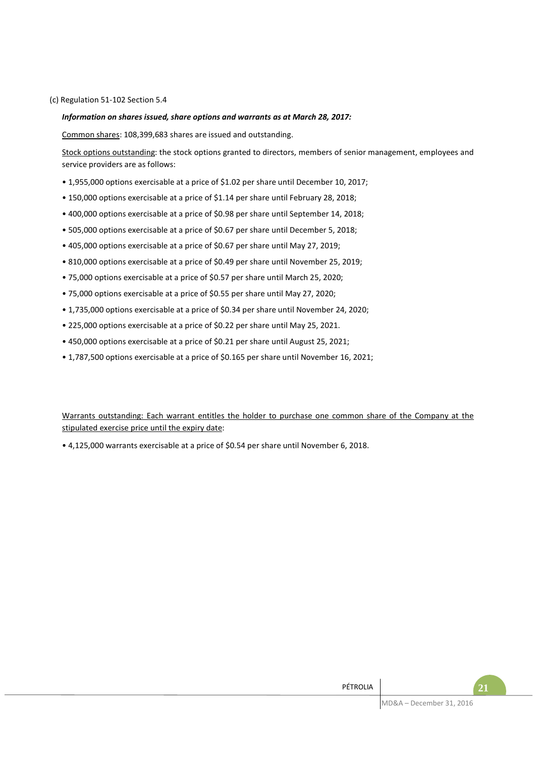(c) Regulation 51-102 Section 5.4

***Information on shares issued, share options and warrants as at March 28, 2017:***

Common shares: 108,399,683 shares are issued and outstanding.

Stock options outstanding: the stock options granted to directors, members of senior management, employees and service providers are as follows:

- 1,955,000 options exercisable at a price of $1.02 per share until December 10, 2017;
- 150,000 options exercisable at a price of $1.14 per share until February 28, 2018;
- 400,000 options exercisable at a price of $0.98 per share until September 14, 2018;
- 505,000 options exercisable at a price of $0.67 per share until December 5, 2018;
- 405,000 options exercisable at a price of $0.67 per share until May 27, 2019;
- 810,000 options exercisable at a price of $0.49 per share until November 25, 2019;
- 75,000 options exercisable at a price of $0.57 per share until March 25, 2020;
- 75,000 options exercisable at a price of $0.55 per share until May 27, 2020;
- 1,735,000 options exercisable at a price of $0.34 per share until November 24, 2020;
- 225,000 options exercisable at a price of $0.22 per share until May 25, 2021.
- 450,000 options exercisable at a price of $0.21 per share until August 25, 2021;
- 1,787,500 options exercisable at a price of $0.165 per share until November 16, 2021;

Warrants outstanding: Each warrant entitles the holder to purchase one common share of the Company at the stipulated exercise price until the expiry date:

- 4,125,000 warrants exercisable at a price of $0.54 per share until November 6, 2018.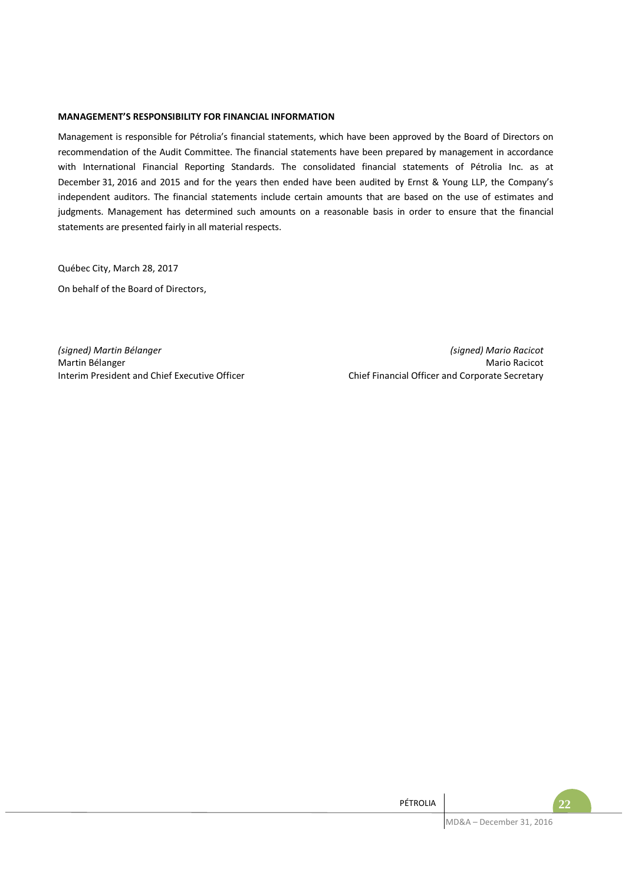**MANAGEMENT'S RESPONSIBILITY FOR FINANCIAL INFORMATION**

Management is responsible for Pétrolia's financial statements, which have been approved by the Board of Directors on recommendation of the Audit Committee. The financial statements have been prepared by management in accordance with International Financial Reporting Standards. The consolidated financial statements of Pétrolia Inc. as at December 31, 2016 and 2015 and for the years then ended have been audited by Ernst & Young LLP, the Company's independent auditors. The financial statements include certain amounts that are based on the use of estimates and judgments. Management has determined such amounts on a reasonable basis in order to ensure that the financial statements are presented fairly in all material respects.

Québec City, March 28, 2017

On behalf of the Board of Directors,

*(signed) Martin Bélanger*
Martin Bélanger
Interim President and Chief Executive Officer

*(signed) Mario Racicot*
Mario Racicot
Chief Financial Officer and Corporate Secretary